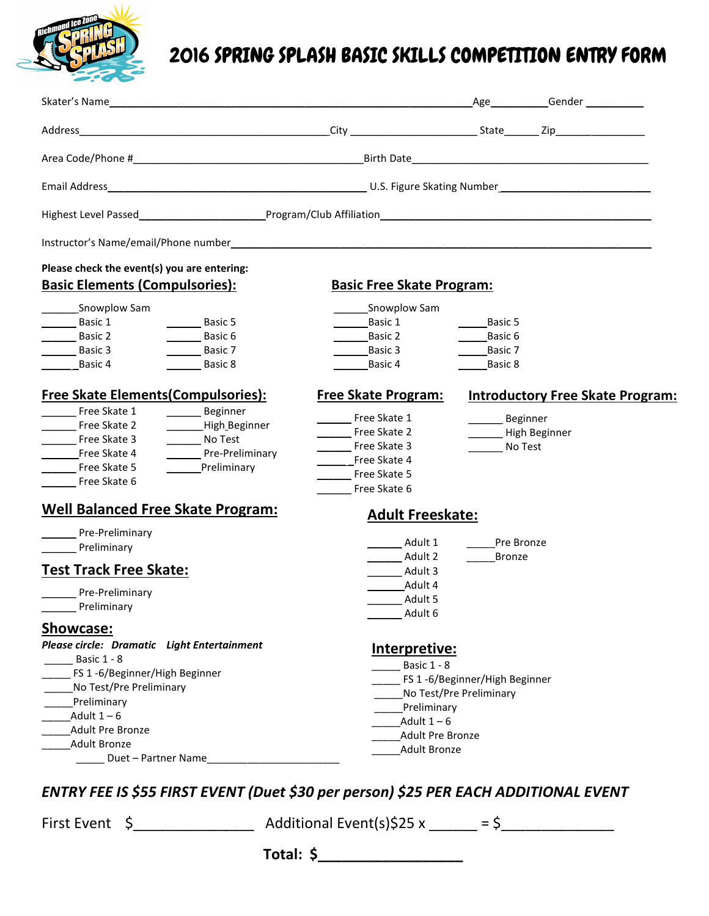# 2016 SPRING SPLASH BASIC SKILLS COMPETITION ENTRY FORM

Skater's Name_______________________________________________Age_________Gender __________

Address________________________________City ____________________ State______ Zip______ _________

Area Code/Phone #____________________________________Birth Date_____________________________________

Email Address________________________________________ U.S. Figure Skating Number________________________

Highest Level Passed____________________Program/Club Affiliation___________________________________________

Instructor's Name/email/Phone number_________________________________________________________________

**Please check the event(s) you are entering:**

## Basic Elements (Compulsories):

______Snowplow Sam
______ Basic 1
______ Basic 2
______ Basic 3
______ Basic 4
______ Basic 5
______ Basic 6
______ Basic 7
______ Basic 8

## Basic Free Skate Program:

______Snowplow Sam
______Basic 1
______Basic 2
______Basic 3
______Basic 4
_____Basic 5
_____Basic 6
_____Basic 7
_____Basic 8

## Free Skate Elements(Compulsories):

______ Free Skate 1
______ Free Skate 2
______ Free Skate 3
______Free Skate 4
______ Free Skate 5
______ Free Skate 6
______ Beginner
______High Beginner
______ No Test
______ Pre-Preliminary
______Preliminary

## Free Skate Program:

______ Free Skate 1
______ Free Skate 2
______ Free Skate 3
______Free Skate 4
______ Free Skate 5
______ Free Skate 6

## Introductory Free Skate Program:

______ Beginner
______ High Beginner
______ No Test

## Well Balanced Free Skate Program:

______ Pre-Preliminary
______ Preliminary

## Test Track Free Skate:

______ Pre-Preliminary
______ Preliminary

## Adult Freeskate:

______ Adult 1
______ Adult 2
______ Adult 3
______Adult 4
______ Adult 5
______ Adult 6
_____Pre Bronze
_____Bronze

## Showcase:

*Please circle: Dramatic Light Entertainment*

_____ Basic 1 - 8
_____ FS 1 -6/Beginner/High Beginner
_____No Test/Pre Preliminary
_____Preliminary
_____Adult 1 – 6
_____Adult Pre Bronze
_____Adult Bronze
_____ Duet – Partner Name______________________

## Interpretive:

_____ Basic 1 - 8
_____ FS 1 -6/Beginner/High Beginner
_____No Test/Pre Preliminary
_____Preliminary
_____Adult 1 – 6
_____Adult Pre Bronze
_____Adult Bronze

***ENTRY FEE IS $55 FIRST EVENT (Duet $30 per person) $25 PER EACH ADDITIONAL EVENT***

First Event $_______________ Additional Event(s)$25 x ______ = $______________

**Total: $_________________**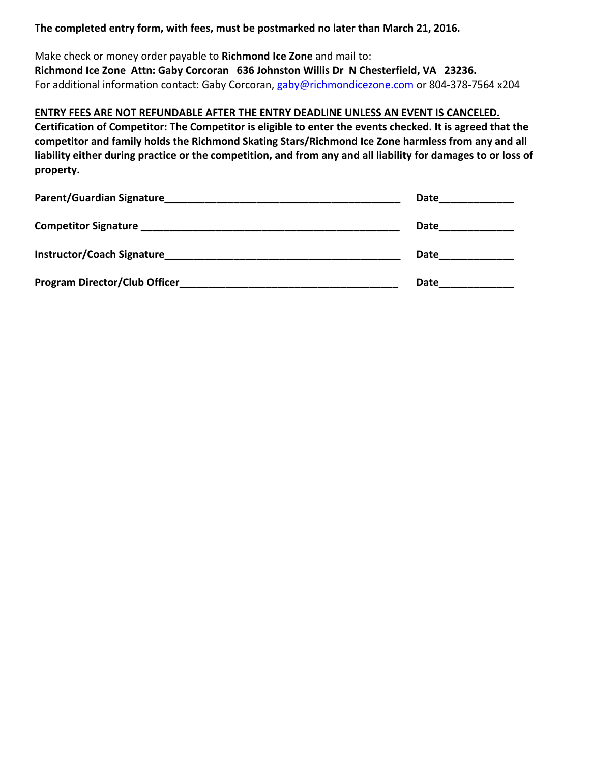**The completed entry form, with fees, must be postmarked no later than March 21, 2016.**

Make check or money order payable to **Richmond Ice Zone** and mail to:
**Richmond Ice Zone Attn: Gaby Corcoran 636 Johnston Willis Dr N Chesterfield, VA 23236.**
For additional information contact: Gaby Corcoran, gaby@richmondicezone.com or 804-378-7564 x204

**ENTRY FEES ARE NOT REFUNDABLE AFTER THE ENTRY DEADLINE UNLESS AN EVENT IS CANCELED.**
**Certification of Competitor: The Competitor is eligible to enter the events checked. It is agreed that the competitor and family holds the Richmond Skating Stars/Richmond Ice Zone harmless from any and all liability either during practice or the competition, and from any and all liability for damages to or loss of property.**

**Parent/Guardian Signature**__________________________________________ **Date**_____________

**Competitor Signature** ______________________________________________ **Date**_____________

**Instructor/Coach Signature**__________________________________________ **Date**_____________

**Program Director/Club Officer**_______________________________________ **Date**_____________